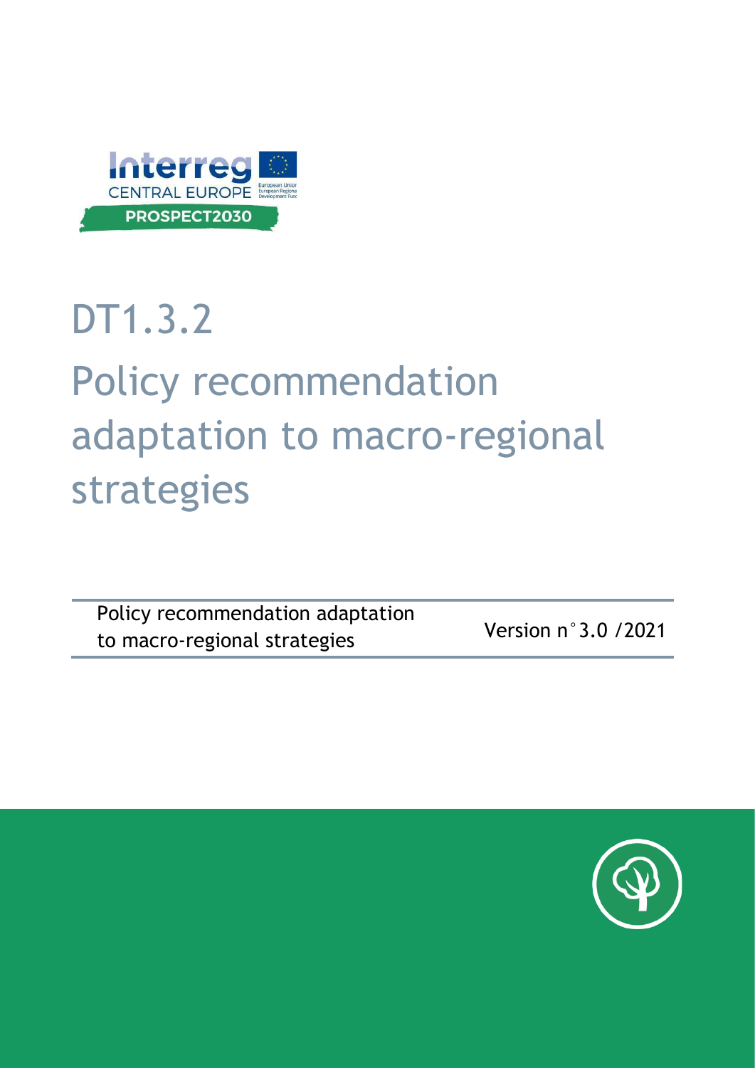Interreg
CENTRAL EUROPE
PROSPECT2030

# DT1.3.2

# Policy recommendation adaptation to macro-regional strategies

| Policy recommendation adaptation to macro-regional strategies | Version n°3.0 /2021 |
| --- | --- |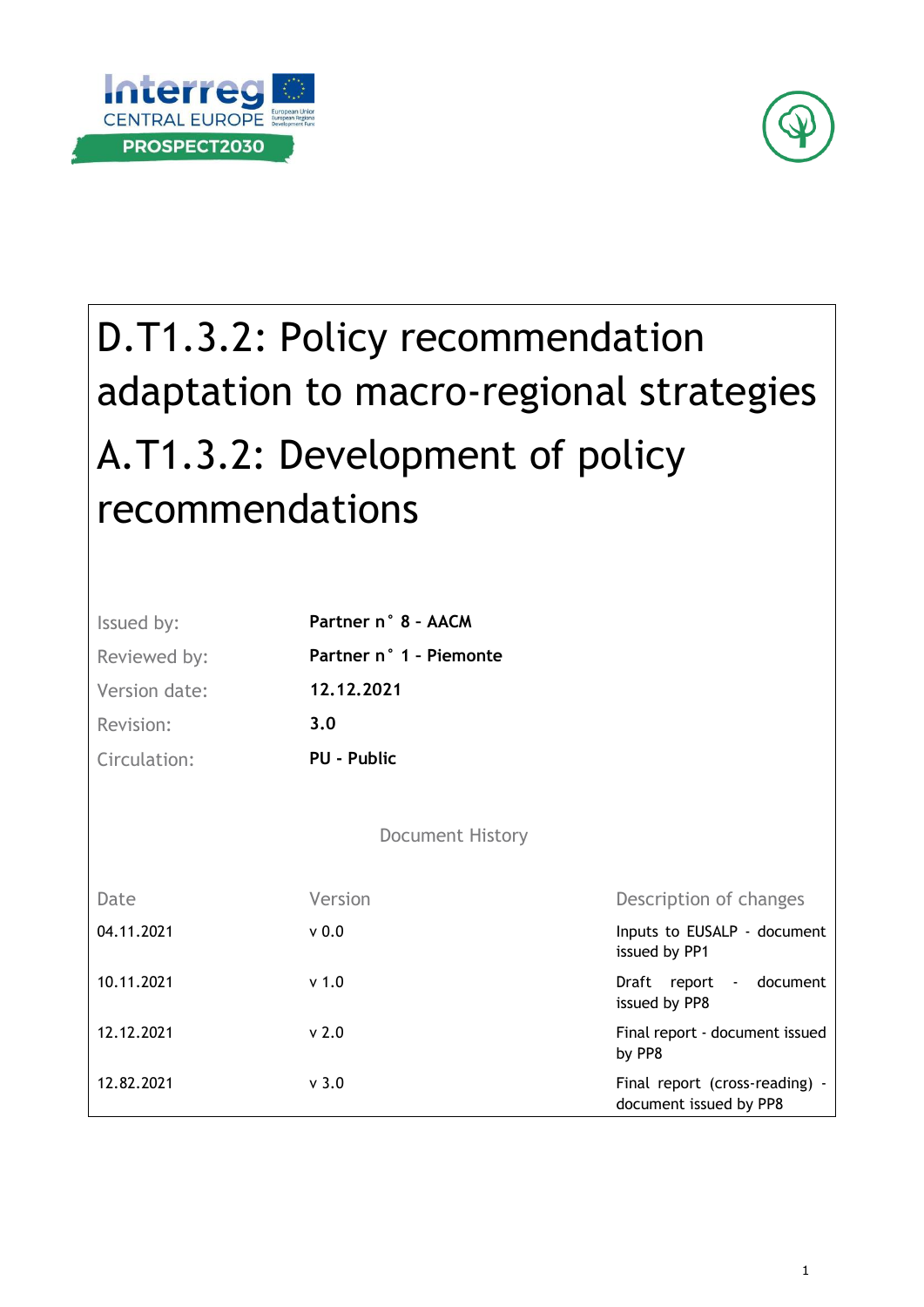# D.T1.3.2: Policy recommendation adaptation to macro-regional strategies

# A.T1.3.2: Development of policy recommendations

| | |
|---|---|
| Issued by: | **Partner n° 8 – AACM** |
| Reviewed by: | **Partner n° 1 – Piemonte** |
| Version date: | **12.12.2021** |
| Revision: | **3.0** |
| Circulation: | **PU - Public** |

Document History

| Date | Version | Description of changes |
|---|---|---|
| 04.11.2021 | v 0.0 | Inputs to EUSALP - document issued by PP1 |
| 10.11.2021 | v 1.0 | Draft report - document issued by PP8 |
| 12.12.2021 | v 2.0 | Final report - document issued by PP8 |
| 12.82.2021 | v 3.0 | Final report (cross-reading) - document issued by PP8 |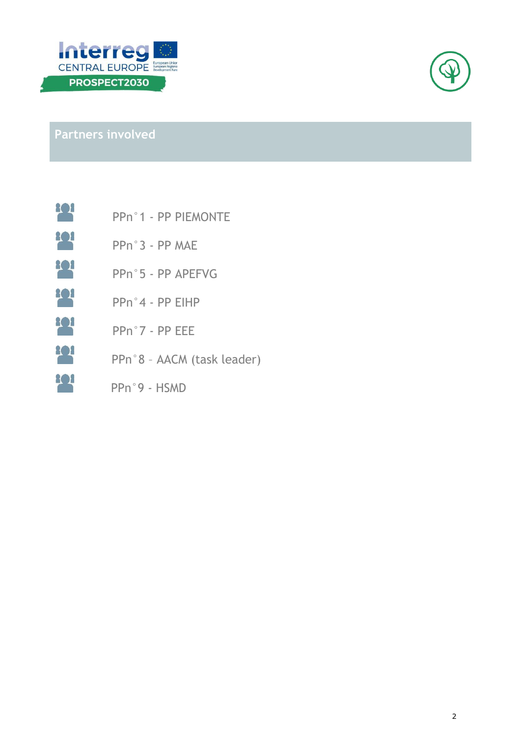## Partners involved

- PPn°1 - PP PIEMONTE
- PPn°3 - PP MAE
- PPn°5 - PP APEFVG
- PPn°4 - PP EIHP
- PPn°7 - PP EEE
- PPn°8 – AACM (task leader)
- PPn°9 - HSMD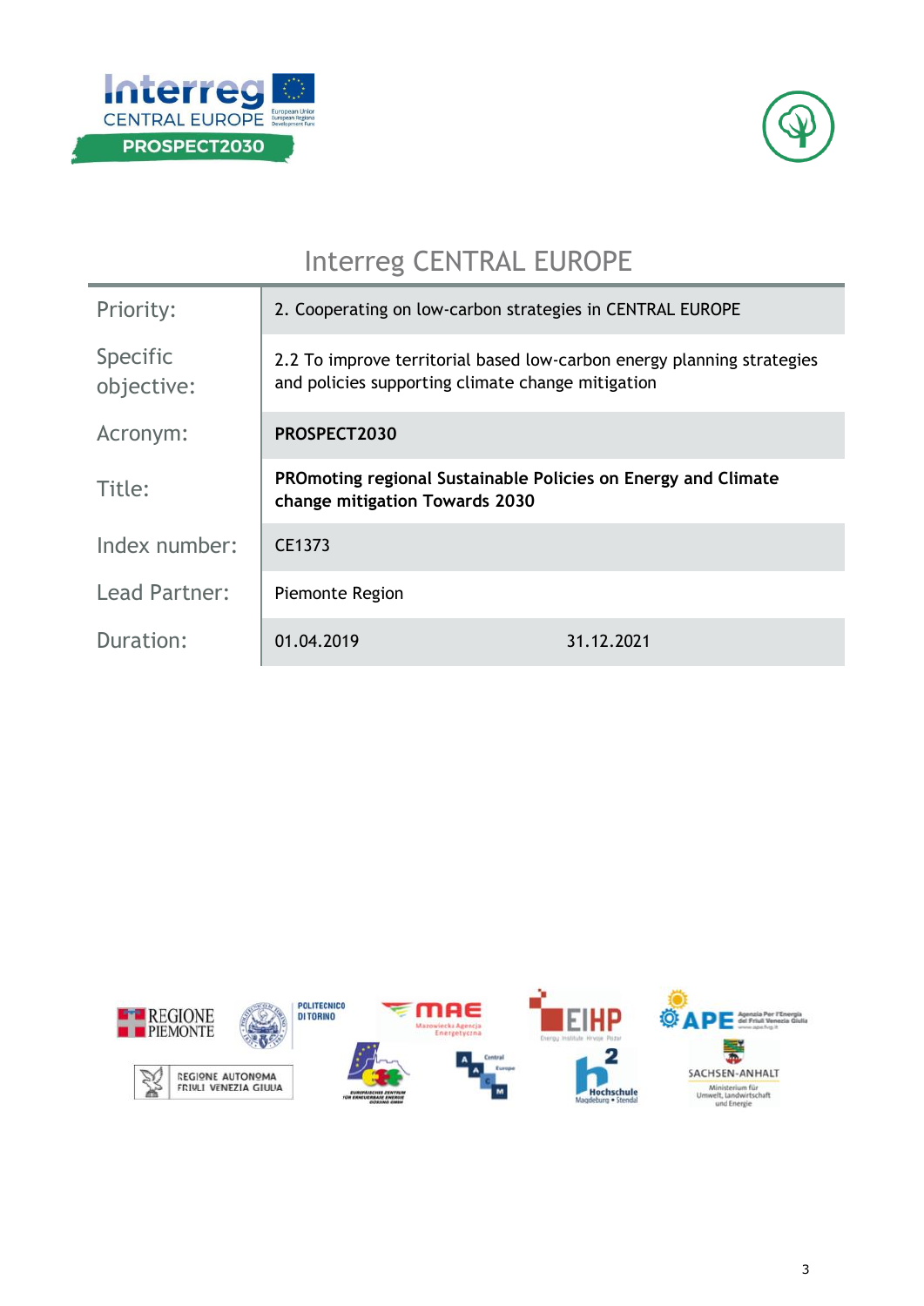# Interreg CENTRAL EUROPE

| | | |
|---|---|---|
| Priority: | 2. Cooperating on low-carbon strategies in CENTRAL EUROPE | |
| Specific objective: | 2.2 To improve territorial based low-carbon energy planning strategies and policies supporting climate change mitigation | |
| Acronym: | **PROSPECT2030** | |
| Title: | **PROmoting regional Sustainable Policies on Energy and Climate change mitigation Towards 2030** | |
| Index number: | CE1373 | |
| Lead Partner: | Piemonte Region | |
| Duration: | 01.04.2019 | 31.12.2021 |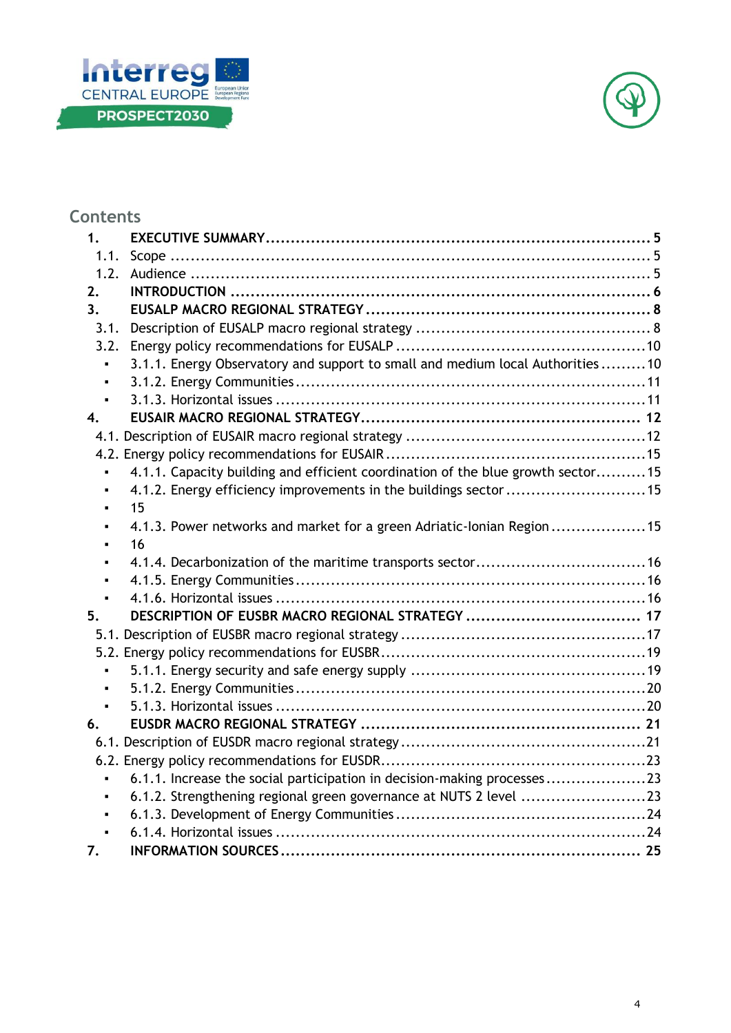## Contents

1. **EXECUTIVE SUMMARY** ........ **5**
   - 1.1. Scope ........ 5
   - 1.2. Audience ........ 5
2. **INTRODUCTION** ........ **6**
3. **EUSALP MACRO REGIONAL STRATEGY** ........ **8**
   - 3.1. Description of EUSALP macro regional strategy ........ 8
   - 3.2. Energy policy recommendations for EUSALP ........ 10
     - 3.1.1. Energy Observatory and support to small and medium local Authorities ........ 10
     - 3.1.2. Energy Communities ........ 11
     - 3.1.3. Horizontal issues ........ 11
4. **EUSAIR MACRO REGIONAL STRATEGY** ........ **12**
   - 4.1. Description of EUSAIR macro regional strategy ........ 12
   - 4.2. Energy policy recommendations for EUSAIR ........ 15
     - 4.1.1. Capacity building and efficient coordination of the blue growth sector ........ 15
     - 4.1.2. Energy efficiency improvements in the buildings sector ........ 15
     - 15
     - 4.1.3. Power networks and market for a green Adriatic-Ionian Region ........ 15
     - 16
     - 4.1.4. Decarbonization of the maritime transports sector ........ 16
     - 4.1.5. Energy Communities ........ 16
     - 4.1.6. Horizontal issues ........ 16
5. **DESCRIPTION OF EUSBR MACRO REGIONAL STRATEGY** ........ **17**
   - 5.1. Description of EUSBR macro regional strategy ........ 17
   - 5.2. Energy policy recommendations for EUSBR ........ 19
     - 5.1.1. Energy security and safe energy supply ........ 19
     - 5.1.2. Energy Communities ........ 20
     - 5.1.3. Horizontal issues ........ 20
6. **EUSDR MACRO REGIONAL STRATEGY** ........ **21**
   - 6.1. Description of EUSDR macro regional strategy ........ 21
   - 6.2. Energy policy recommendations for EUSDR ........ 23
     - 6.1.1. Increase the social participation in decision-making processes ........ 23
     - 6.1.2. Strengthening regional green governance at NUTS 2 level ........ 23
     - 6.1.3. Development of Energy Communities ........ 24
     - 6.1.4. Horizontal issues ........ 24
7. **INFORMATION SOURCES** ........ **25**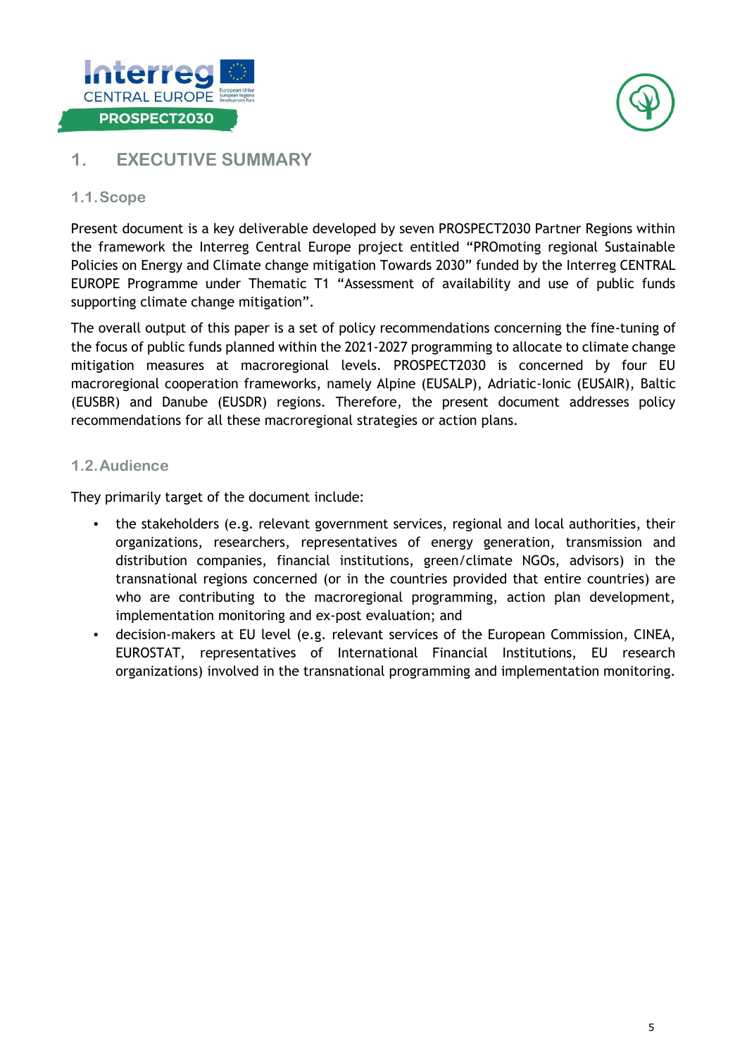# 1. EXECUTIVE SUMMARY

## 1.1. Scope

Present document is a key deliverable developed by seven PROSPECT2030 Partner Regions within the framework the Interreg Central Europe project entitled "PROmoting regional Sustainable Policies on Energy and Climate change mitigation Towards 2030" funded by the Interreg CENTRAL EUROPE Programme under Thematic T1 "Assessment of availability and use of public funds supporting climate change mitigation".

The overall output of this paper is a set of policy recommendations concerning the fine-tuning of the focus of public funds planned within the 2021-2027 programming to allocate to climate change mitigation measures at macroregional levels. PROSPECT2030 is concerned by four EU macroregional cooperation frameworks, namely Alpine (EUSALP), Adriatic-Ionic (EUSAIR), Baltic (EUSBR) and Danube (EUSDR) regions. Therefore, the present document addresses policy recommendations for all these macroregional strategies or action plans.

## 1.2. Audience

They primarily target of the document include:

- the stakeholders (e.g. relevant government services, regional and local authorities, their organizations, researchers, representatives of energy generation, transmission and distribution companies, financial institutions, green/climate NGOs, advisors) in the transnational regions concerned (or in the countries provided that entire countries) are who are contributing to the macroregional programming, action plan development, implementation monitoring and ex-post evaluation; and
- decision-makers at EU level (e.g. relevant services of the European Commission, CINEA, EUROSTAT, representatives of International Financial Institutions, EU research organizations) involved in the transnational programming and implementation monitoring.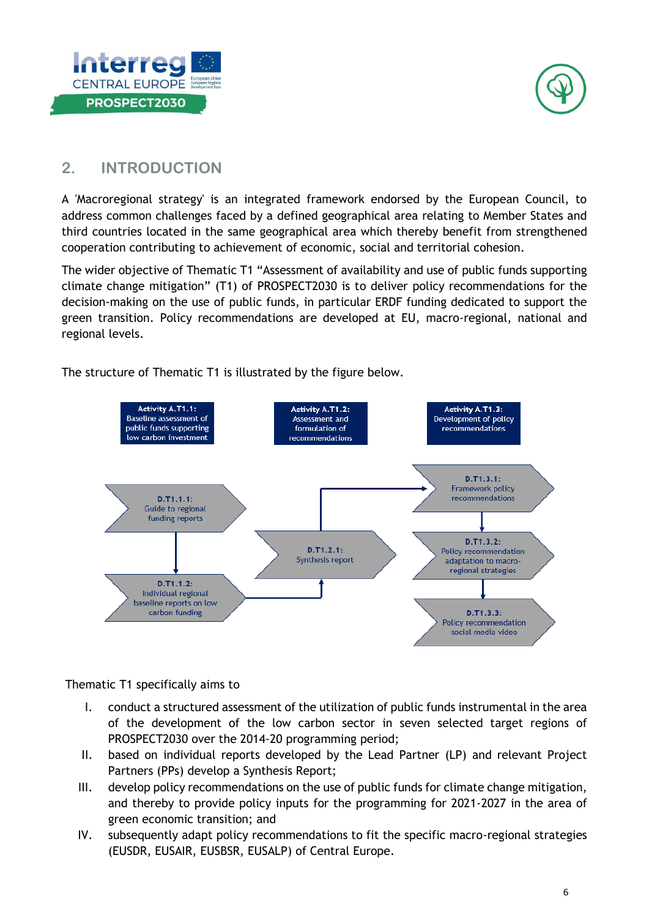## 2. INTRODUCTION

A 'Macroregional strategy' is an integrated framework endorsed by the European Council, to address common challenges faced by a defined geographical area relating to Member States and third countries located in the same geographical area which thereby benefit from strengthened cooperation contributing to achievement of economic, social and territorial cohesion.

The wider objective of Thematic T1 "Assessment of availability and use of public funds supporting climate change mitigation" (T1) of PROSPECT2030 is to deliver policy recommendations for the decision-making on the use of public funds, in particular ERDF funding dedicated to support the green transition. Policy recommendations are developed at EU, macro-regional, national and regional levels.

The structure of Thematic T1 is illustrated by the figure below.

**Activity A.T1.1:** Baseline assessment of public funds supporting low carbon investment

- D.T1.1.1: Guide to regional funding reports
- D.T1.1.2: Individual regional baseline reports on low carbon funding

**Activity A.T1.2:** Assessment and formulation of recommendations

- D.T1.2.1: Synthesis report

**Activity A.T1.3:** Development of policy recommendations

- D.T1.3.1: Framework policy recommendations
- D.T1.3.2: Policy recommendation adaptation to macro-regional strategies
- D.T1.3.3: Policy recommendation social media video

Thematic T1 specifically aims to

I. conduct a structured assessment of the utilization of public funds instrumental in the area of the development of the low carbon sector in seven selected target regions of PROSPECT2030 over the 2014-20 programming period;

II. based on individual reports developed by the Lead Partner (LP) and relevant Project Partners (PPs) develop a Synthesis Report;

III. develop policy recommendations on the use of public funds for climate change mitigation, and thereby to provide policy inputs for the programming for 2021-2027 in the area of green economic transition; and

IV. subsequently adapt policy recommendations to fit the specific macro-regional strategies (EUSDR, EUSAIR, EUSBSR, EUSALP) of Central Europe.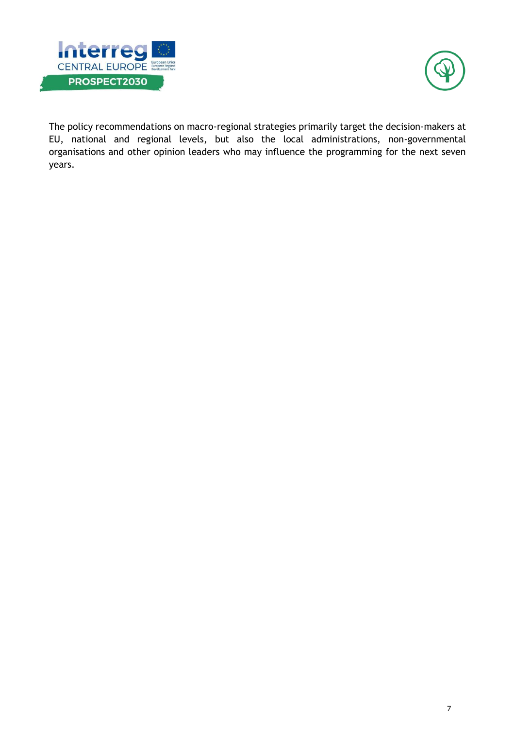The policy recommendations on macro-regional strategies primarily target the decision-makers at EU, national and regional levels, but also the local administrations, non-governmental organisations and other opinion leaders who may influence the programming for the next seven years.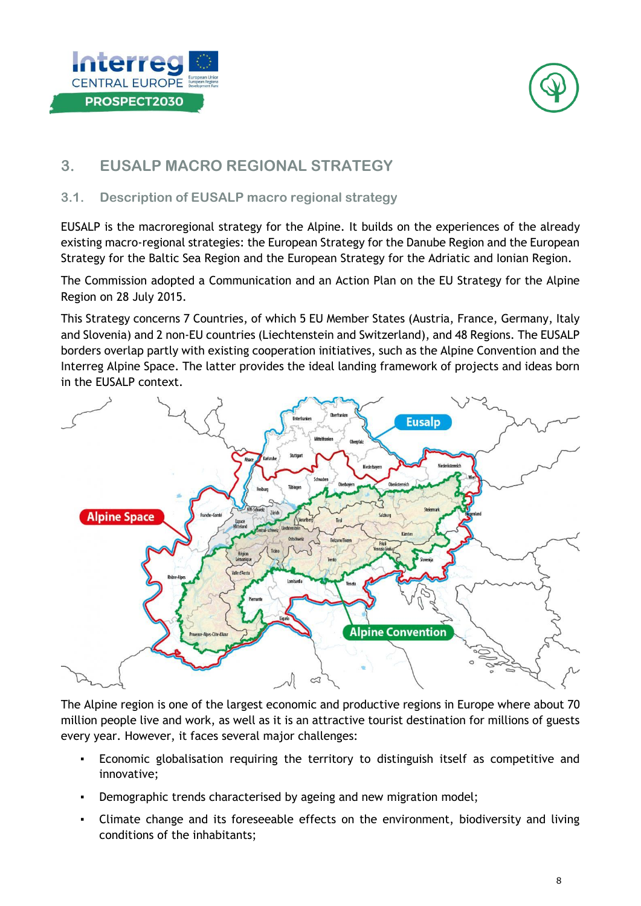## 3. EUSALP MACRO REGIONAL STRATEGY

### 3.1. Description of EUSALP macro regional strategy

EUSALP is the macroregional strategy for the Alpine. It builds on the experiences of the already existing macro-regional strategies: the European Strategy for the Danube Region and the European Strategy for the Baltic Sea Region and the European Strategy for the Adriatic and Ionian Region.

The Commission adopted a Communication and an Action Plan on the EU Strategy for the Alpine Region on 28 July 2015.

This Strategy concerns 7 Countries, of which 5 EU Member States (Austria, France, Germany, Italy and Slovenia) and 2 non-EU countries (Liechtenstein and Switzerland), and 48 Regions. The EUSALP borders overlap partly with existing cooperation initiatives, such as the Alpine Convention and the Interreg Alpine Space. The latter provides the ideal landing framework of projects and ideas born in the EUSALP context.

The Alpine region is one of the largest economic and productive regions in Europe where about 70 million people live and work, as well as it is an attractive tourist destination for millions of guests every year. However, it faces several major challenges:

- Economic globalisation requiring the territory to distinguish itself as competitive and innovative;
- Demographic trends characterised by ageing and new migration model;
- Climate change and its foreseeable effects on the environment, biodiversity and living conditions of the inhabitants;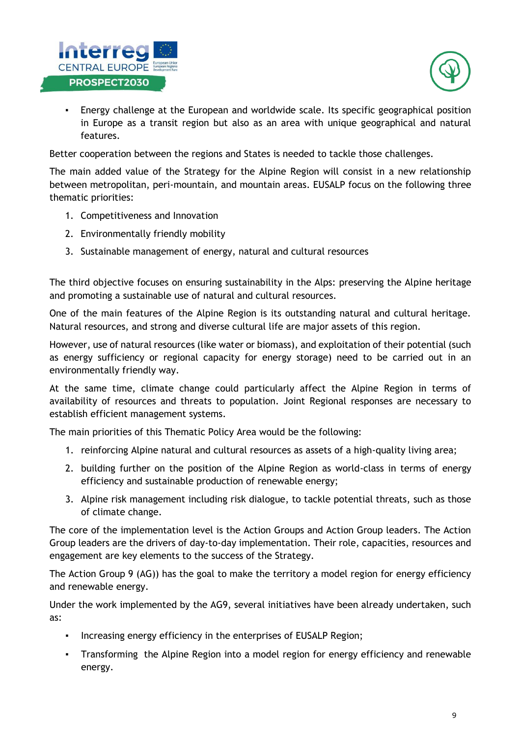- Energy challenge at the European and worldwide scale. Its specific geographical position in Europe as a transit region but also as an area with unique geographical and natural features.

Better cooperation between the regions and States is needed to tackle those challenges.

The main added value of the Strategy for the Alpine Region will consist in a new relationship between metropolitan, peri-mountain, and mountain areas. EUSALP focus on the following three thematic priorities:

1. Competitiveness and Innovation
2. Environmentally friendly mobility
3. Sustainable management of energy, natural and cultural resources

The third objective focuses on ensuring sustainability in the Alps: preserving the Alpine heritage and promoting a sustainable use of natural and cultural resources.

One of the main features of the Alpine Region is its outstanding natural and cultural heritage. Natural resources, and strong and diverse cultural life are major assets of this region.

However, use of natural resources (like water or biomass), and exploitation of their potential (such as energy sufficiency or regional capacity for energy storage) need to be carried out in an environmentally friendly way.

At the same time, climate change could particularly affect the Alpine Region in terms of availability of resources and threats to population. Joint Regional responses are necessary to establish efficient management systems.

The main priorities of this Thematic Policy Area would be the following:

1. reinforcing Alpine natural and cultural resources as assets of a high-quality living area;
2. building further on the position of the Alpine Region as world-class in terms of energy efficiency and sustainable production of renewable energy;
3. Alpine risk management including risk dialogue, to tackle potential threats, such as those of climate change.

The core of the implementation level is the Action Groups and Action Group leaders. The Action Group leaders are the drivers of day-to-day implementation. Their role, capacities, resources and engagement are key elements to the success of the Strategy.

The Action Group 9 (AG)) has the goal to make the territory a model region for energy efficiency and renewable energy.

Under the work implemented by the AG9, several initiatives have been already undertaken, such as:

- Increasing energy efficiency in the enterprises of EUSALP Region;
- Transforming the Alpine Region into a model region for energy efficiency and renewable energy.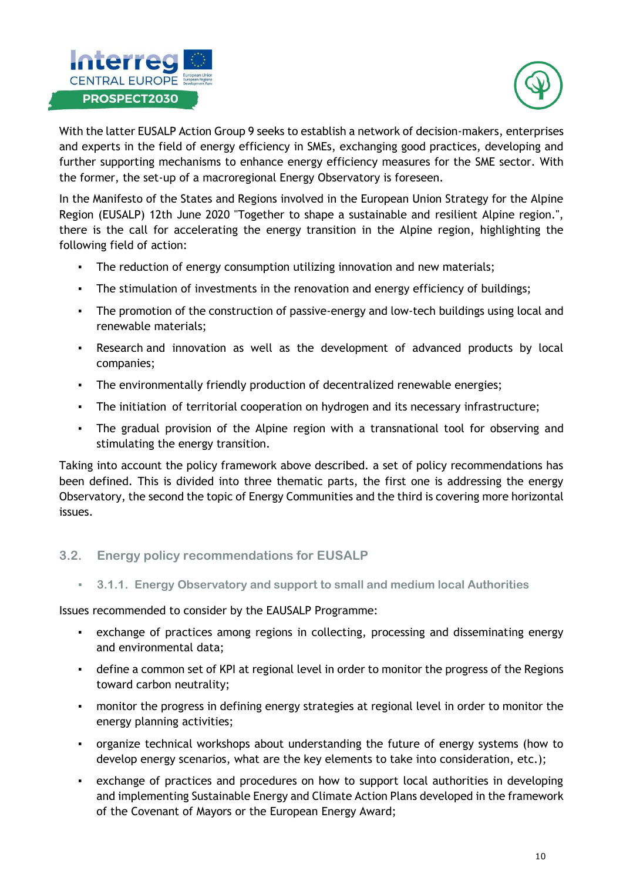With the latter EUSALP Action Group 9 seeks to establish a network of decision-makers, enterprises and experts in the field of energy efficiency in SMEs, exchanging good practices, developing and further supporting mechanisms to enhance energy efficiency measures for the SME sector. With the former, the set-up of a macroregional Energy Observatory is foreseen.

In the Manifesto of the States and Regions involved in the European Union Strategy for the Alpine Region (EUSALP) 12th June 2020 "Together to shape a sustainable and resilient Alpine region.", there is the call for accelerating the energy transition in the Alpine region, highlighting the following field of action:

- The reduction of energy consumption utilizing innovation and new materials;
- The stimulation of investments in the renovation and energy efficiency of buildings;
- The promotion of the construction of passive-energy and low-tech buildings using local and renewable materials;
- Research and innovation as well as the development of advanced products by local companies;
- The environmentally friendly production of decentralized renewable energies;
- The initiation of territorial cooperation on hydrogen and its necessary infrastructure;
- The gradual provision of the Alpine region with a transnational tool for observing and stimulating the energy transition.

Taking into account the policy framework above described. a set of policy recommendations has been defined. This is divided into three thematic parts, the first one is addressing the energy Observatory, the second the topic of Energy Communities and the third is covering more horizontal issues.

## 3.2. Energy policy recommendations for EUSALP

### 3.1.1. Energy Observatory and support to small and medium local Authorities

Issues recommended to consider by the EAUSALP Programme:

- exchange of practices among regions in collecting, processing and disseminating energy and environmental data;
- define a common set of KPI at regional level in order to monitor the progress of the Regions toward carbon neutrality;
- monitor the progress in defining energy strategies at regional level in order to monitor the energy planning activities;
- organize technical workshops about understanding the future of energy systems (how to develop energy scenarios, what are the key elements to take into consideration, etc.);
- exchange of practices and procedures on how to support local authorities in developing and implementing Sustainable Energy and Climate Action Plans developed in the framework of the Covenant of Mayors or the European Energy Award;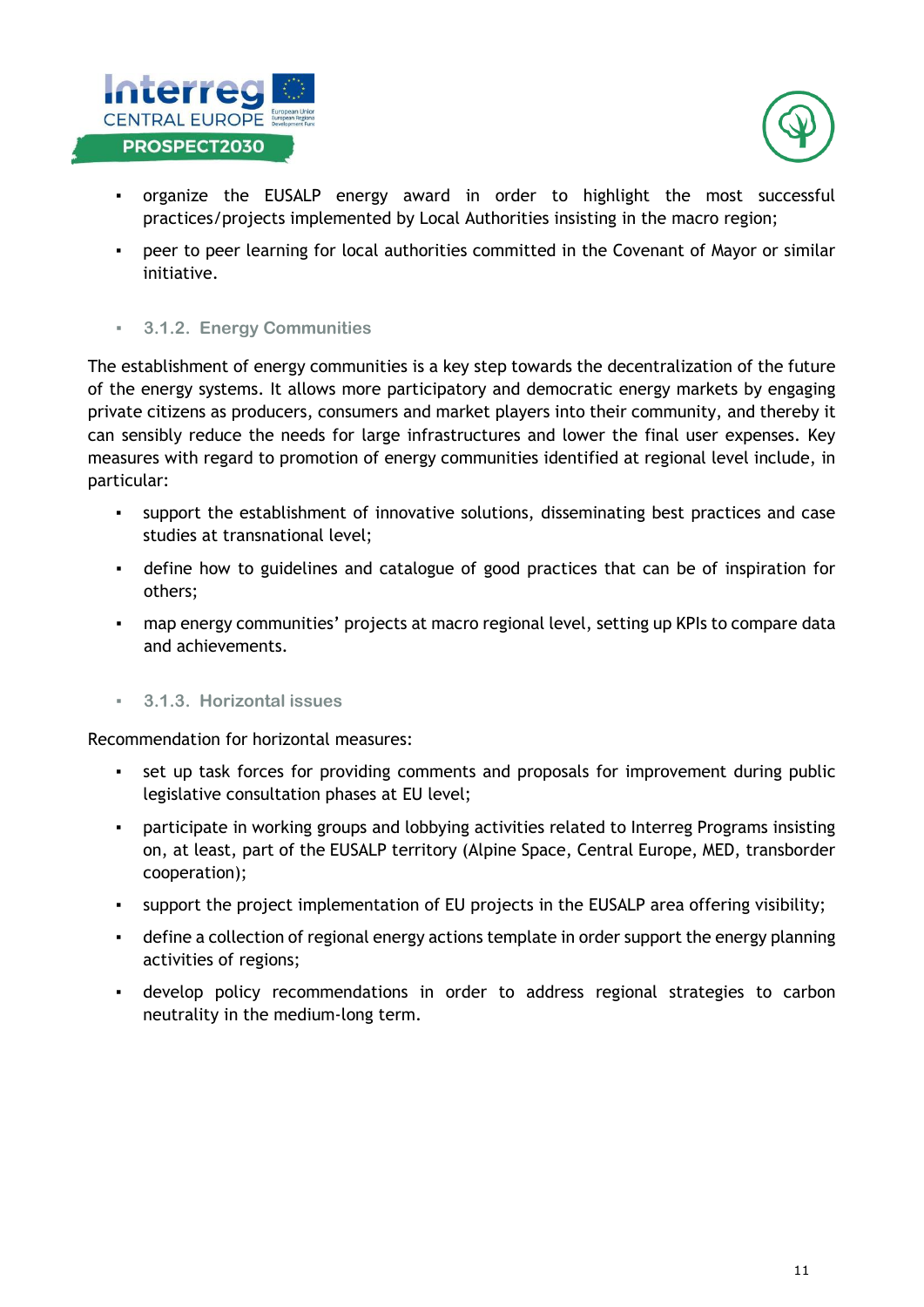- organize the EUSALP energy award in order to highlight the most successful practices/projects implemented by Local Authorities insisting in the macro region;
- peer to peer learning for local authorities committed in the Covenant of Mayor or similar initiative.

### 3.1.2. Energy Communities

The establishment of energy communities is a key step towards the decentralization of the future of the energy systems. It allows more participatory and democratic energy markets by engaging private citizens as producers, consumers and market players into their community, and thereby it can sensibly reduce the needs for large infrastructures and lower the final user expenses. Key measures with regard to promotion of energy communities identified at regional level include, in particular:

- support the establishment of innovative solutions, disseminating best practices and case studies at transnational level;
- define how to guidelines and catalogue of good practices that can be of inspiration for others;
- map energy communities' projects at macro regional level, setting up KPIs to compare data and achievements.

### 3.1.3. Horizontal issues

Recommendation for horizontal measures:

- set up task forces for providing comments and proposals for improvement during public legislative consultation phases at EU level;
- participate in working groups and lobbying activities related to Interreg Programs insisting on, at least, part of the EUSALP territory (Alpine Space, Central Europe, MED, transborder cooperation);
- support the project implementation of EU projects in the EUSALP area offering visibility;
- define a collection of regional energy actions template in order support the energy planning activities of regions;
- develop policy recommendations in order to address regional strategies to carbon neutrality in the medium-long term.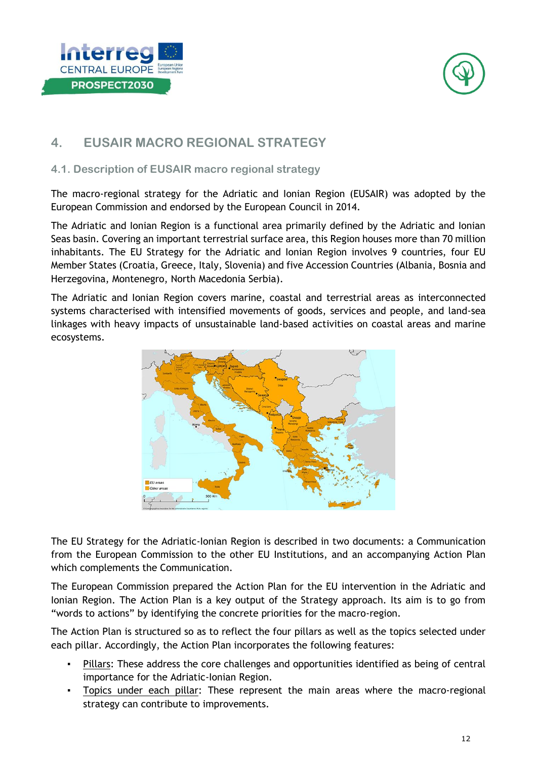# 4. EUSAIR MACRO REGIONAL STRATEGY

## 4.1. Description of EUSAIR macro regional strategy

The macro-regional strategy for the Adriatic and Ionian Region (EUSAIR) was adopted by the European Commission and endorsed by the European Council in 2014.

The Adriatic and Ionian Region is a functional area primarily defined by the Adriatic and Ionian Seas basin. Covering an important terrestrial surface area, this Region houses more than 70 million inhabitants. The EU Strategy for the Adriatic and Ionian Region involves 9 countries, four EU Member States (Croatia, Greece, Italy, Slovenia) and five Accession Countries (Albania, Bosnia and Herzegovina, Montenegro, North Macedonia Serbia).

The Adriatic and Ionian Region covers marine, coastal and terrestrial areas as interconnected systems characterised with intensified movements of goods, services and people, and land-sea linkages with heavy impacts of unsustainable land-based activities on coastal areas and marine ecosystems.

The EU Strategy for the Adriatic-Ionian Region is described in two documents: a Communication from the European Commission to the other EU Institutions, and an accompanying Action Plan which complements the Communication.

The European Commission prepared the Action Plan for the EU intervention in the Adriatic and Ionian Region. The Action Plan is a key output of the Strategy approach. Its aim is to go from "words to actions" by identifying the concrete priorities for the macro-region.

The Action Plan is structured so as to reflect the four pillars as well as the topics selected under each pillar. Accordingly, the Action Plan incorporates the following features:

- Pillars: These address the core challenges and opportunities identified as being of central importance for the Adriatic-Ionian Region.
- Topics under each pillar: These represent the main areas where the macro-regional strategy can contribute to improvements.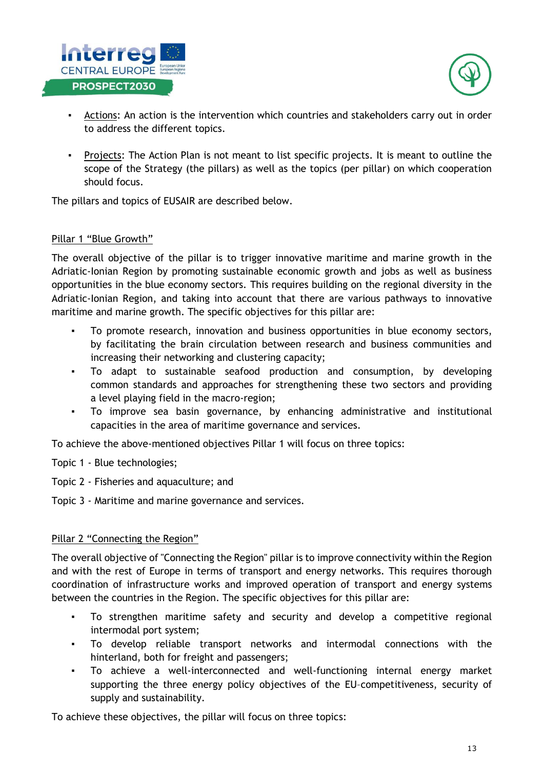- <u>Actions</u>: An action is the intervention which countries and stakeholders carry out in order to address the different topics.

- <u>Projects</u>: The Action Plan is not meant to list specific projects. It is meant to outline the scope of the Strategy (the pillars) as well as the topics (per pillar) on which cooperation should focus.

The pillars and topics of EUSAIR are described below.

<u>Pillar 1 "Blue Growth"</u>

The overall objective of the pillar is to trigger innovative maritime and marine growth in the Adriatic-Ionian Region by promoting sustainable economic growth and jobs as well as business opportunities in the blue economy sectors. This requires building on the regional diversity in the Adriatic-Ionian Region, and taking into account that there are various pathways to innovative maritime and marine growth. The specific objectives for this pillar are:

- To promote research, innovation and business opportunities in blue economy sectors, by facilitating the brain circulation between research and business communities and increasing their networking and clustering capacity;
- To adapt to sustainable seafood production and consumption, by developing common standards and approaches for strengthening these two sectors and providing a level playing field in the macro-region;
- To improve sea basin governance, by enhancing administrative and institutional capacities in the area of maritime governance and services.

To achieve the above-mentioned objectives Pillar 1 will focus on three topics:

Topic 1 - Blue technologies;

Topic 2 - Fisheries and aquaculture; and

Topic 3 - Maritime and marine governance and services.

<u>Pillar 2 "Connecting the Region"</u>

The overall objective of "Connecting the Region" pillar is to improve connectivity within the Region and with the rest of Europe in terms of transport and energy networks. This requires thorough coordination of infrastructure works and improved operation of transport and energy systems between the countries in the Region. The specific objectives for this pillar are:

- To strengthen maritime safety and security and develop a competitive regional intermodal port system;
- To develop reliable transport networks and intermodal connections with the hinterland, both for freight and passengers;
- To achieve a well-interconnected and well-functioning internal energy market supporting the three energy policy objectives of the EU-competitiveness, security of supply and sustainability.

To achieve these objectives, the pillar will focus on three topics: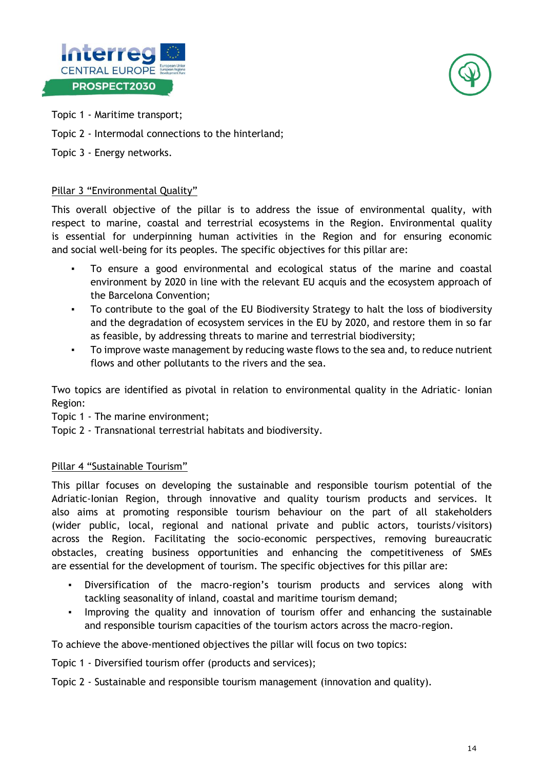Topic 1 - Maritime transport;

Topic 2 - Intermodal connections to the hinterland;

Topic 3 - Energy networks.

<u>Pillar 3 "Environmental Quality"</u>

This overall objective of the pillar is to address the issue of environmental quality, with respect to marine, coastal and terrestrial ecosystems in the Region. Environmental quality is essential for underpinning human activities in the Region and for ensuring economic and social well-being for its peoples. The specific objectives for this pillar are:

- To ensure a good environmental and ecological status of the marine and coastal environment by 2020 in line with the relevant EU acquis and the ecosystem approach of the Barcelona Convention;
- To contribute to the goal of the EU Biodiversity Strategy to halt the loss of biodiversity and the degradation of ecosystem services in the EU by 2020, and restore them in so far as feasible, by addressing threats to marine and terrestrial biodiversity;
- To improve waste management by reducing waste flows to the sea and, to reduce nutrient flows and other pollutants to the rivers and the sea.

Two topics are identified as pivotal in relation to environmental quality in the Adriatic- Ionian Region:

Topic 1 - The marine environment;

Topic 2 - Transnational terrestrial habitats and biodiversity.

<u>Pillar 4 "Sustainable Tourism"</u>

This pillar focuses on developing the sustainable and responsible tourism potential of the Adriatic-Ionian Region, through innovative and quality tourism products and services. It also aims at promoting responsible tourism behaviour on the part of all stakeholders (wider public, local, regional and national private and public actors, tourists/visitors) across the Region. Facilitating the socio-economic perspectives, removing bureaucratic obstacles, creating business opportunities and enhancing the competitiveness of SMEs are essential for the development of tourism. The specific objectives for this pillar are:

- Diversification of the macro-region's tourism products and services along with tackling seasonality of inland, coastal and maritime tourism demand;
- Improving the quality and innovation of tourism offer and enhancing the sustainable and responsible tourism capacities of the tourism actors across the macro-region.

To achieve the above-mentioned objectives the pillar will focus on two topics:

Topic 1 - Diversified tourism offer (products and services);

Topic 2 - Sustainable and responsible tourism management (innovation and quality).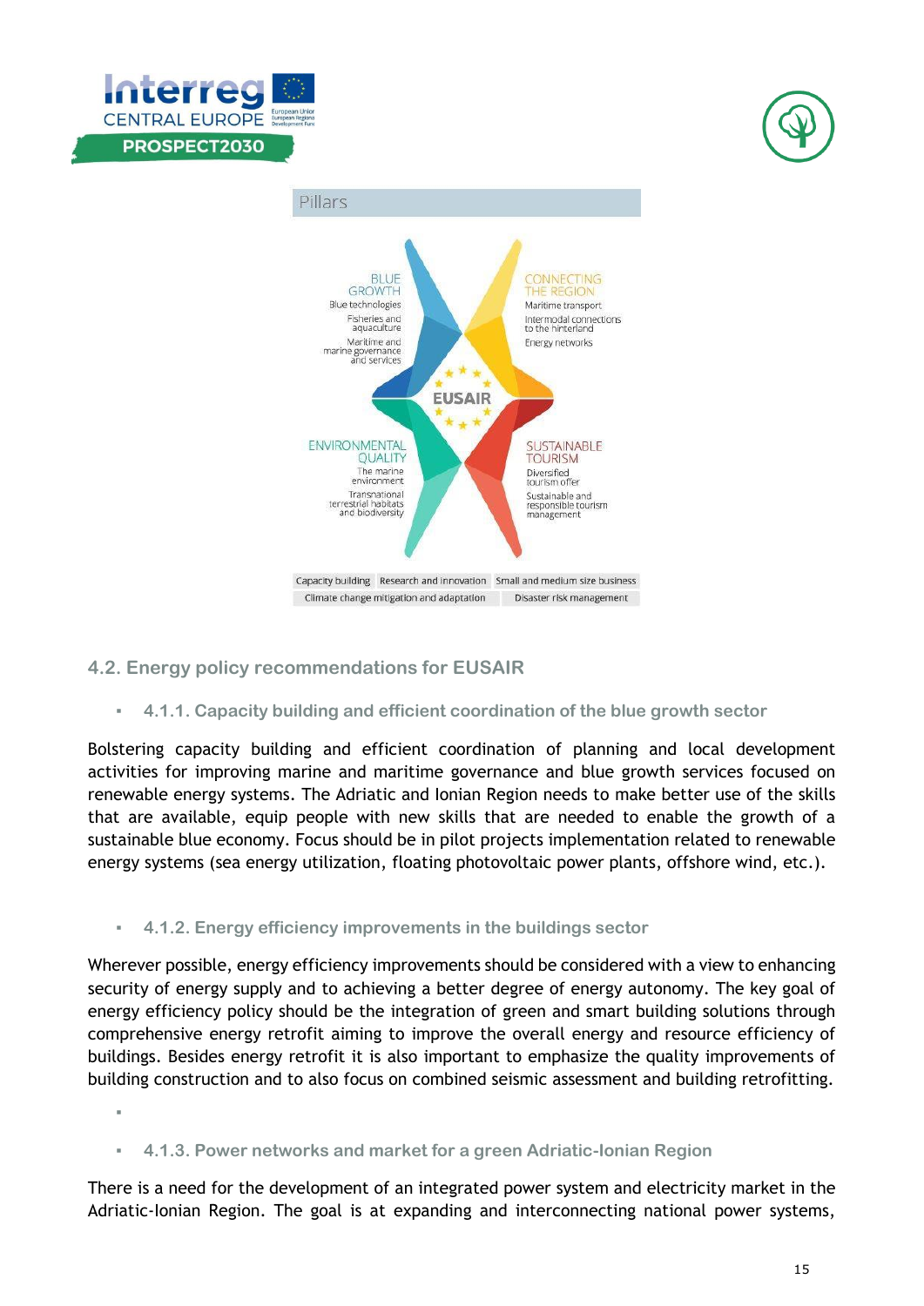Pillars

BLUE GROWTH
Blue technologies
Fisheries and aquaculture
Maritime and marine governance and services

CONNECTING THE REGION
Maritime transport
Intermodal connections to the hinterland
Energy networks

EUSAIR

ENVIRONMENTAL QUALITY
The marine environment
Transnational terrestrial habitats and biodiversity

SUSTAINABLE TOURISM
Diversified tourism offer
Sustainable and responsible tourism management

Capacity building | Research and innovation | Small and medium size business

Climate change mitigation and adaptation | Disaster risk management

## 4.2. Energy policy recommendations for EUSAIR

- **4.1.1. Capacity building and efficient coordination of the blue growth sector**

Bolstering capacity building and efficient coordination of planning and local development activities for improving marine and maritime governance and blue growth services focused on renewable energy systems. The Adriatic and Ionian Region needs to make better use of the skills that are available, equip people with new skills that are needed to enable the growth of a sustainable blue economy. Focus should be in pilot projects implementation related to renewable energy systems (sea energy utilization, floating photovoltaic power plants, offshore wind, etc.).

- **4.1.2. Energy efficiency improvements in the buildings sector**

Wherever possible, energy efficiency improvements should be considered with a view to enhancing security of energy supply and to achieving a better degree of energy autonomy. The key goal of energy efficiency policy should be the integration of green and smart building solutions through comprehensive energy retrofit aiming to improve the overall energy and resource efficiency of buildings. Besides energy retrofit it is also important to emphasize the quality improvements of building construction and to also focus on combined seismic assessment and building retrofitting.

- **4.1.3. Power networks and market for a green Adriatic-Ionian Region**

There is a need for the development of an integrated power system and electricity market in the Adriatic-Ionian Region. The goal is at expanding and interconnecting national power systems,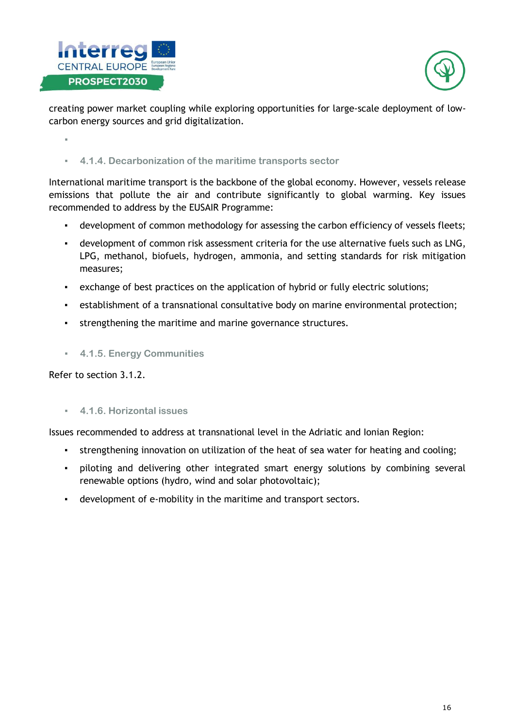creating power market coupling while exploring opportunities for large-scale deployment of low-carbon energy sources and grid digitalization.

#### 4.1.4. Decarbonization of the maritime transports sector

International maritime transport is the backbone of the global economy. However, vessels release emissions that pollute the air and contribute significantly to global warming. Key issues recommended to address by the EUSAIR Programme:

- development of common methodology for assessing the carbon efficiency of vessels fleets;
- development of common risk assessment criteria for the use alternative fuels such as LNG, LPG, methanol, biofuels, hydrogen, ammonia, and setting standards for risk mitigation measures;
- exchange of best practices on the application of hybrid or fully electric solutions;
- establishment of a transnational consultative body on marine environmental protection;
- strengthening the maritime and marine governance structures.

#### 4.1.5. Energy Communities

Refer to section 3.1.2.

#### 4.1.6. Horizontal issues

Issues recommended to address at transnational level in the Adriatic and Ionian Region:

- strengthening innovation on utilization of the heat of sea water for heating and cooling;
- piloting and delivering other integrated smart energy solutions by combining several renewable options (hydro, wind and solar photovoltaic);
- development of e-mobility in the maritime and transport sectors.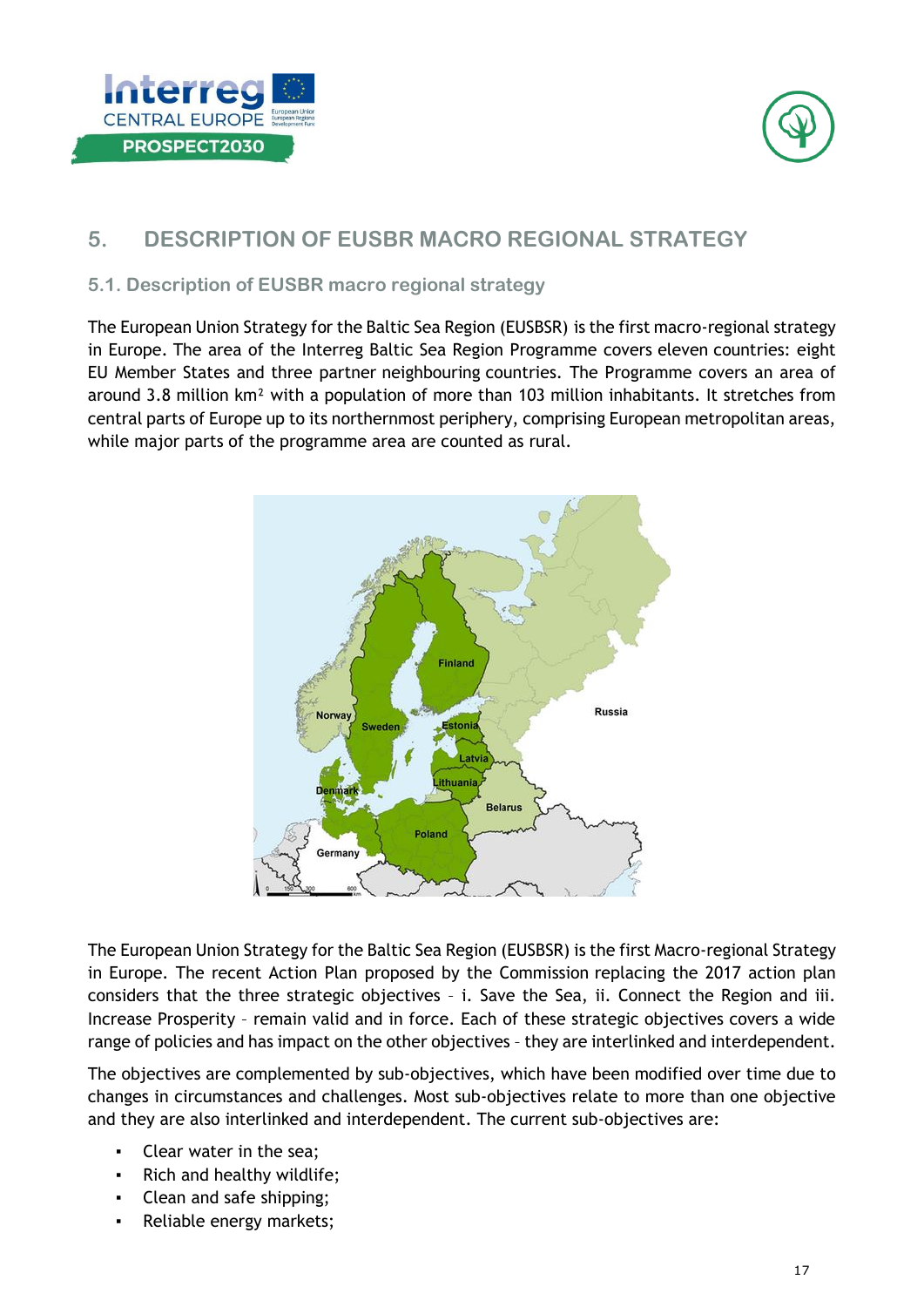## 5. DESCRIPTION OF EUSBR MACRO REGIONAL STRATEGY

### 5.1. Description of EUSBR macro regional strategy

The European Union Strategy for the Baltic Sea Region (EUSBSR) is the first macro-regional strategy in Europe. The area of the Interreg Baltic Sea Region Programme covers eleven countries: eight EU Member States and three partner neighbouring countries. The Programme covers an area of around 3.8 million km² with a population of more than 103 million inhabitants. It stretches from central parts of Europe up to its northernmost periphery, comprising European metropolitan areas, while major parts of the programme area are counted as rural.

The European Union Strategy for the Baltic Sea Region (EUSBSR) is the first Macro-regional Strategy in Europe. The recent Action Plan proposed by the Commission replacing the 2017 action plan considers that the three strategic objectives – i. Save the Sea, ii. Connect the Region and iii. Increase Prosperity – remain valid and in force. Each of these strategic objectives covers a wide range of policies and has impact on the other objectives – they are interlinked and interdependent.

The objectives are complemented by sub-objectives, which have been modified over time due to changes in circumstances and challenges. Most sub-objectives relate to more than one objective and they are also interlinked and interdependent. The current sub-objectives are:

- Clear water in the sea;
- Rich and healthy wildlife;
- Clean and safe shipping;
- Reliable energy markets;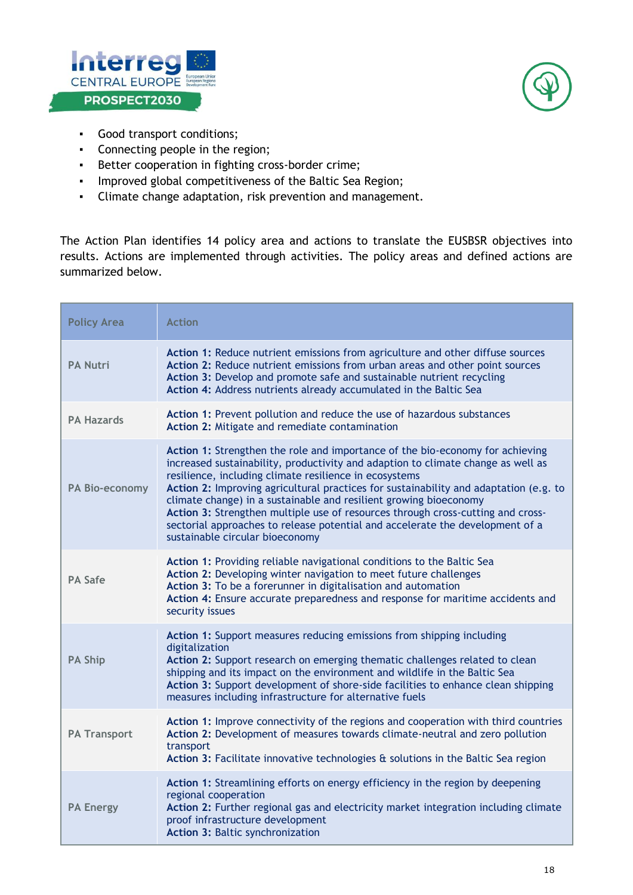- Good transport conditions;
- Connecting people in the region;
- Better cooperation in fighting cross-border crime;
- Improved global competitiveness of the Baltic Sea Region;
- Climate change adaptation, risk prevention and management.

The Action Plan identifies 14 policy area and actions to translate the EUSBSR objectives into results. Actions are implemented through activities. The policy areas and defined actions are summarized below.

| Policy Area | Action |
|---|---|
| PA Nutri | **Action 1:** Reduce nutrient emissions from agriculture and other diffuse sources<br>**Action 2:** Reduce nutrient emissions from urban areas and other point sources<br>**Action 3:** Develop and promote safe and sustainable nutrient recycling<br>**Action 4:** Address nutrients already accumulated in the Baltic Sea |
| PA Hazards | **Action 1:** Prevent pollution and reduce the use of hazardous substances<br>**Action 2:** Mitigate and remediate contamination |
| PA Bio-economy | **Action 1:** Strengthen the role and importance of the bio-economy for achieving increased sustainability, productivity and adaption to climate change as well as resilience, including climate resilience in ecosystems<br>**Action 2:** Improving agricultural practices for sustainability and adaptation (e.g. to climate change) in a sustainable and resilient growing bioeconomy<br>**Action 3:** Strengthen multiple use of resources through cross-cutting and cross-sectorial approaches to release potential and accelerate the development of a sustainable circular bioeconomy |
| PA Safe | **Action 1:** Providing reliable navigational conditions to the Baltic Sea<br>**Action 2:** Developing winter navigation to meet future challenges<br>**Action 3:** To be a forerunner in digitalisation and automation<br>**Action 4:** Ensure accurate preparedness and response for maritime accidents and security issues |
| PA Ship | **Action 1:** Support measures reducing emissions from shipping including digitalization<br>**Action 2:** Support research on emerging thematic challenges related to clean shipping and its impact on the environment and wildlife in the Baltic Sea<br>**Action 3:** Support development of shore-side facilities to enhance clean shipping measures including infrastructure for alternative fuels |
| PA Transport | **Action 1:** Improve connectivity of the regions and cooperation with third countries<br>**Action 2:** Development of measures towards climate-neutral and zero pollution transport<br>**Action 3:** Facilitate innovative technologies & solutions in the Baltic Sea region |
| PA Energy | **Action 1:** Streamlining efforts on energy efficiency in the region by deepening regional cooperation<br>**Action 2:** Further regional gas and electricity market integration including climate proof infrastructure development<br>**Action 3:** Baltic synchronization |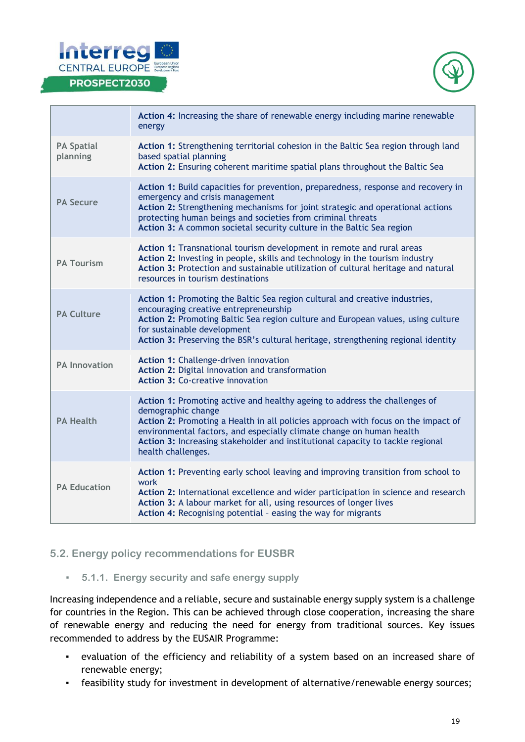| | |
|---|---|
| | **Action 4:** Increasing the share of renewable energy including marine renewable energy |
| PA Spatial planning | **Action 1:** Strengthening territorial cohesion in the Baltic Sea region through land based spatial planning<br>**Action 2:** Ensuring coherent maritime spatial plans throughout the Baltic Sea |
| PA Secure | **Action 1:** Build capacities for prevention, preparedness, response and recovery in emergency and crisis management<br>**Action 2:** Strengthening mechanisms for joint strategic and operational actions protecting human beings and societies from criminal threats<br>**Action 3:** A common societal security culture in the Baltic Sea region |
| PA Tourism | **Action 1:** Transnational tourism development in remote and rural areas<br>**Action 2:** Investing in people, skills and technology in the tourism industry<br>**Action 3:** Protection and sustainable utilization of cultural heritage and natural resources in tourism destinations |
| PA Culture | **Action 1:** Promoting the Baltic Sea region cultural and creative industries, encouraging creative entrepreneurship<br>**Action 2:** Promoting Baltic Sea region culture and European values, using culture for sustainable development<br>**Action 3:** Preserving the BSR's cultural heritage, strengthening regional identity |
| PA Innovation | **Action 1:** Challenge-driven innovation<br>**Action 2:** Digital innovation and transformation<br>**Action 3:** Co-creative innovation |
| PA Health | **Action 1:** Promoting active and healthy ageing to address the challenges of demographic change<br>**Action 2:** Promoting a Health in all policies approach with focus on the impact of environmental factors, and especially climate change on human health<br>**Action 3:** Increasing stakeholder and institutional capacity to tackle regional health challenges. |
| PA Education | **Action 1:** Preventing early school leaving and improving transition from school to work<br>**Action 2:** International excellence and wider participation in science and research<br>**Action 3:** A labour market for all, using resources of longer lives<br>**Action 4:** Recognising potential – easing the way for migrants |

## 5.2. Energy policy recommendations for EUSBR

### 5.1.1. Energy security and safe energy supply

Increasing independence and a reliable, secure and sustainable energy supply system is a challenge for countries in the Region. This can be achieved through close cooperation, increasing the share of renewable energy and reducing the need for energy from traditional sources. Key issues recommended to address by the EUSAIR Programme:

- evaluation of the efficiency and reliability of a system based on an increased share of renewable energy;
- feasibility study for investment in development of alternative/renewable energy sources;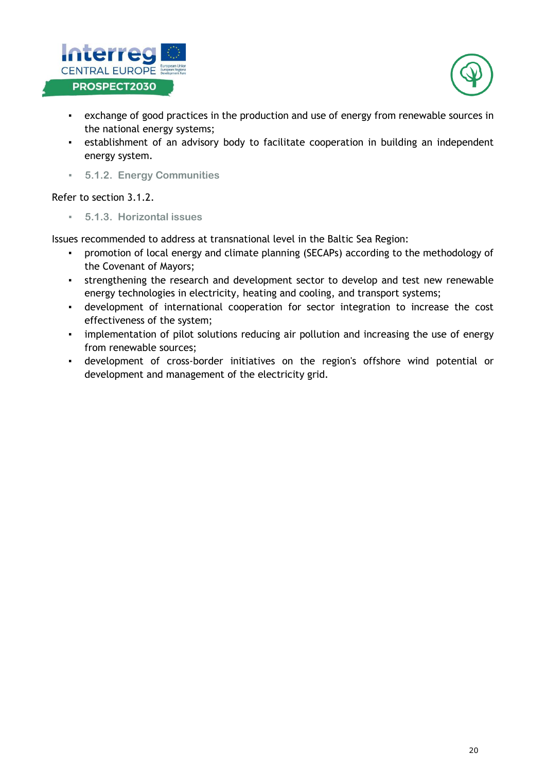- exchange of good practices in the production and use of energy from renewable sources in the national energy systems;
- establishment of an advisory body to facilitate cooperation in building an independent energy system.

### 5.1.2. Energy Communities

Refer to section 3.1.2.

### 5.1.3. Horizontal issues

Issues recommended to address at transnational level in the Baltic Sea Region:

- promotion of local energy and climate planning (SECAPs) according to the methodology of the Covenant of Mayors;
- strengthening the research and development sector to develop and test new renewable energy technologies in electricity, heating and cooling, and transport systems;
- development of international cooperation for sector integration to increase the cost effectiveness of the system;
- implementation of pilot solutions reducing air pollution and increasing the use of energy from renewable sources;
- development of cross-border initiatives on the region's offshore wind potential or development and management of the electricity grid.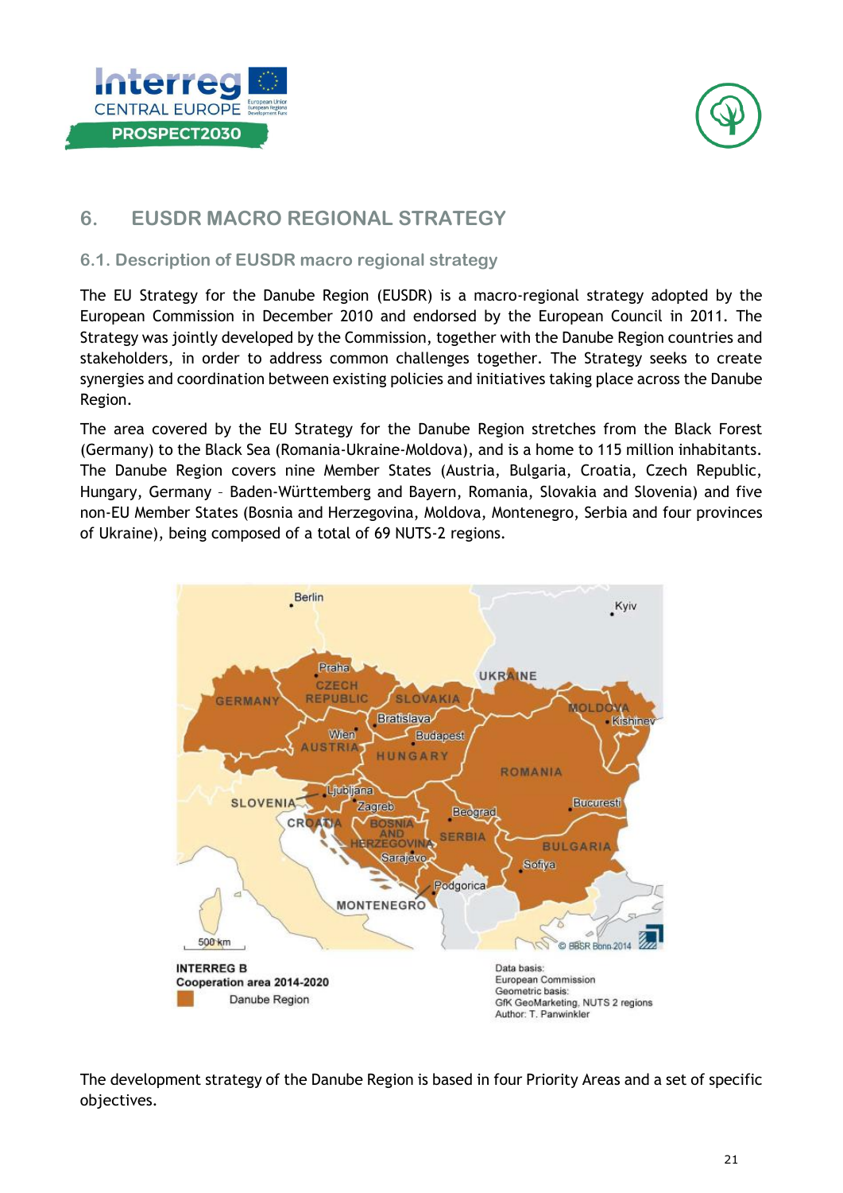# 6. EUSDR MACRO REGIONAL STRATEGY

## 6.1. Description of EUSDR macro regional strategy

The EU Strategy for the Danube Region (EUSDR) is a macro-regional strategy adopted by the European Commission in December 2010 and endorsed by the European Council in 2011. The Strategy was jointly developed by the Commission, together with the Danube Region countries and stakeholders, in order to address common challenges together. The Strategy seeks to create synergies and coordination between existing policies and initiatives taking place across the Danube Region.

The area covered by the EU Strategy for the Danube Region stretches from the Black Forest (Germany) to the Black Sea (Romania-Ukraine-Moldova), and is a home to 115 million inhabitants. The Danube Region covers nine Member States (Austria, Bulgaria, Croatia, Czech Republic, Hungary, Germany – Baden-Württemberg and Bayern, Romania, Slovakia and Slovenia) and five non-EU Member States (Bosnia and Herzegovina, Moldova, Montenegro, Serbia and four provinces of Ukraine), being composed of a total of 69 NUTS-2 regions.

INTERREG B
Cooperation area 2014-2020
Danube Region

Data basis:
European Commission
Geometric basis:
GfK GeoMarketing, NUTS 2 regions
Author: T. Panwinkler

The development strategy of the Danube Region is based in four Priority Areas and a set of specific objectives.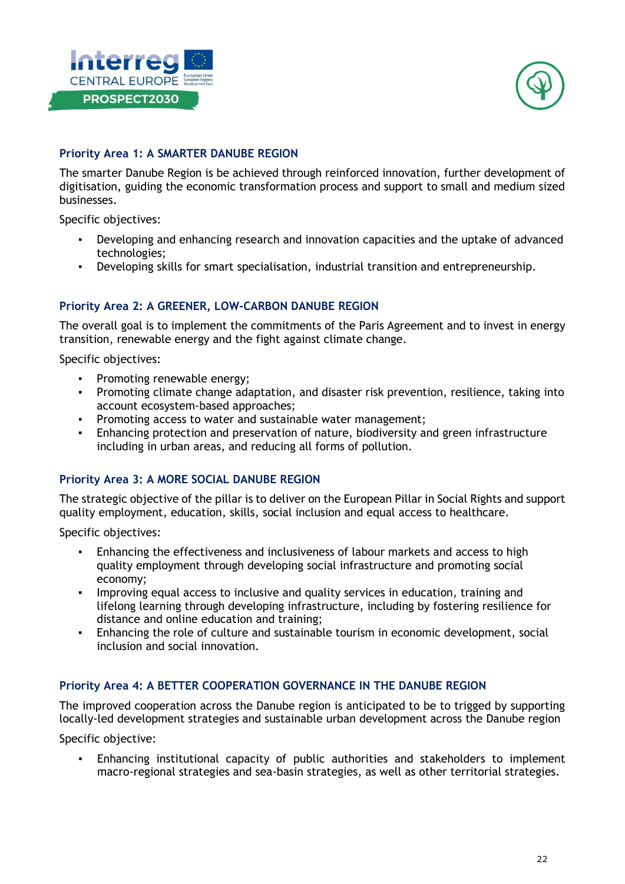### Priority Area 1: A SMARTER DANUBE REGION

The smarter Danube Region is be achieved through reinforced innovation, further development of digitisation, guiding the economic transformation process and support to small and medium sized businesses.

Specific objectives:

- Developing and enhancing research and innovation capacities and the uptake of advanced technologies;
- Developing skills for smart specialisation, industrial transition and entrepreneurship.

### Priority Area 2: A GREENER, LOW-CARBON DANUBE REGION

The overall goal is to implement the commitments of the Paris Agreement and to invest in energy transition, renewable energy and the fight against climate change.

Specific objectives:

- Promoting renewable energy;
- Promoting climate change adaptation, and disaster risk prevention, resilience, taking into account ecosystem-based approaches;
- Promoting access to water and sustainable water management;
- Enhancing protection and preservation of nature, biodiversity and green infrastructure including in urban areas, and reducing all forms of pollution.

### Priority Area 3: A MORE SOCIAL DANUBE REGION

The strategic objective of the pillar is to deliver on the European Pillar in Social Rights and support quality employment, education, skills, social inclusion and equal access to healthcare.

Specific objectives:

- Enhancing the effectiveness and inclusiveness of labour markets and access to high quality employment through developing social infrastructure and promoting social economy;
- Improving equal access to inclusive and quality services in education, training and lifelong learning through developing infrastructure, including by fostering resilience for distance and online education and training;
- Enhancing the role of culture and sustainable tourism in economic development, social inclusion and social innovation.

### Priority Area 4: A BETTER COOPERATION GOVERNANCE IN THE DANUBE REGION

The improved cooperation across the Danube region is anticipated to be to trigged by supporting locally-led development strategies and sustainable urban development across the Danube region

Specific objective:

- Enhancing institutional capacity of public authorities and stakeholders to implement macro-regional strategies and sea-basin strategies, as well as other territorial strategies.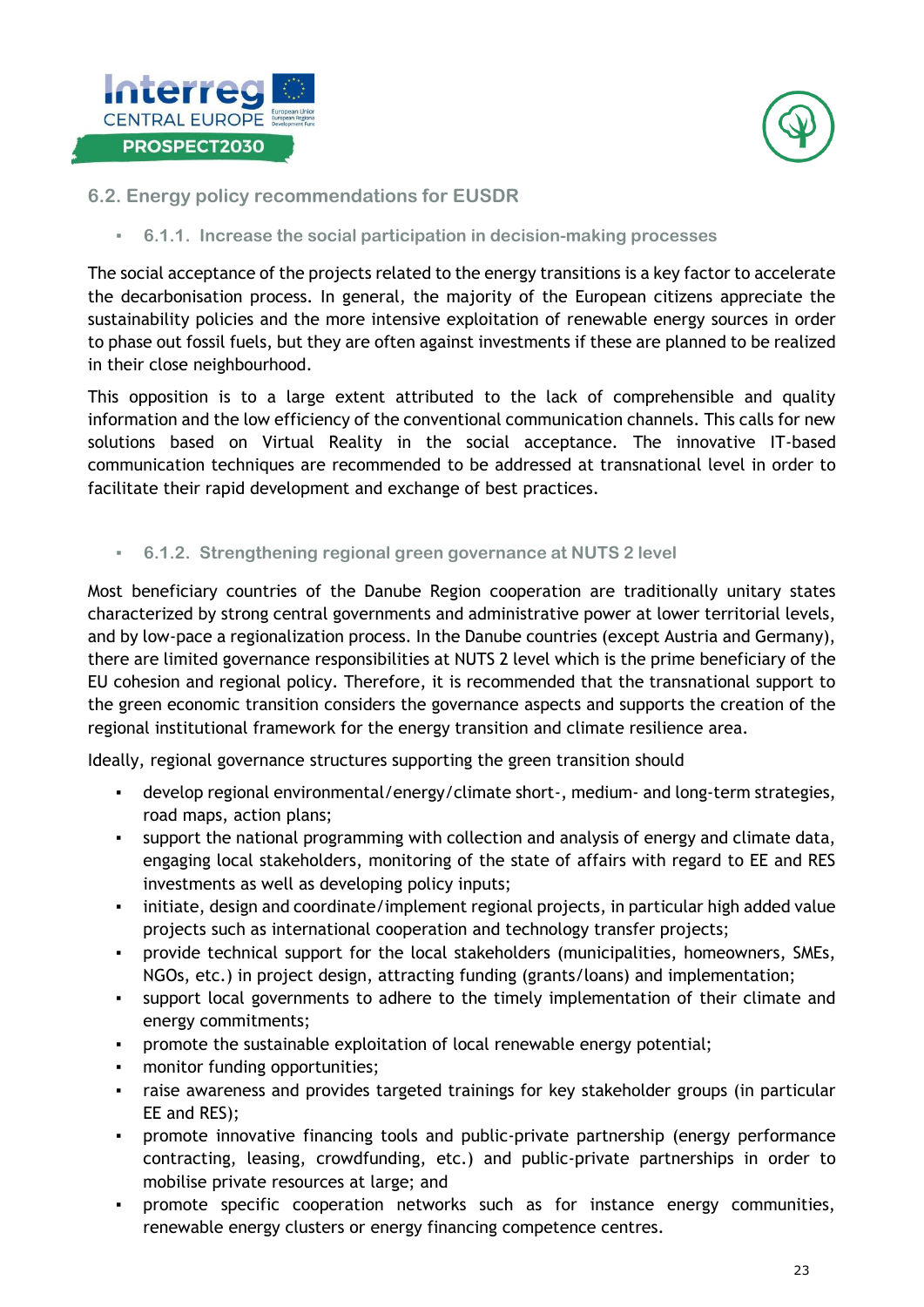## 6.2. Energy policy recommendations for EUSDR

### 6.1.1. Increase the social participation in decision-making processes

The social acceptance of the projects related to the energy transitions is a key factor to accelerate the decarbonisation process. In general, the majority of the European citizens appreciate the sustainability policies and the more intensive exploitation of renewable energy sources in order to phase out fossil fuels, but they are often against investments if these are planned to be realized in their close neighbourhood.

This opposition is to a large extent attributed to the lack of comprehensible and quality information and the low efficiency of the conventional communication channels. This calls for new solutions based on Virtual Reality in the social acceptance. The innovative IT-based communication techniques are recommended to be addressed at transnational level in order to facilitate their rapid development and exchange of best practices.

### 6.1.2. Strengthening regional green governance at NUTS 2 level

Most beneficiary countries of the Danube Region cooperation are traditionally unitary states characterized by strong central governments and administrative power at lower territorial levels, and by low-pace a regionalization process. In the Danube countries (except Austria and Germany), there are limited governance responsibilities at NUTS 2 level which is the prime beneficiary of the EU cohesion and regional policy. Therefore, it is recommended that the transnational support to the green economic transition considers the governance aspects and supports the creation of the regional institutional framework for the energy transition and climate resilience area.

Ideally, regional governance structures supporting the green transition should

- develop regional environmental/energy/climate short-, medium- and long-term strategies, road maps, action plans;
- support the national programming with collection and analysis of energy and climate data, engaging local stakeholders, monitoring of the state of affairs with regard to EE and RES investments as well as developing policy inputs;
- initiate, design and coordinate/implement regional projects, in particular high added value projects such as international cooperation and technology transfer projects;
- provide technical support for the local stakeholders (municipalities, homeowners, SMEs, NGOs, etc.) in project design, attracting funding (grants/loans) and implementation;
- support local governments to adhere to the timely implementation of their climate and energy commitments;
- promote the sustainable exploitation of local renewable energy potential;
- monitor funding opportunities;
- raise awareness and provides targeted trainings for key stakeholder groups (in particular EE and RES);
- promote innovative financing tools and public-private partnership (energy performance contracting, leasing, crowdfunding, etc.) and public-private partnerships in order to mobilise private resources at large; and
- promote specific cooperation networks such as for instance energy communities, renewable energy clusters or energy financing competence centres.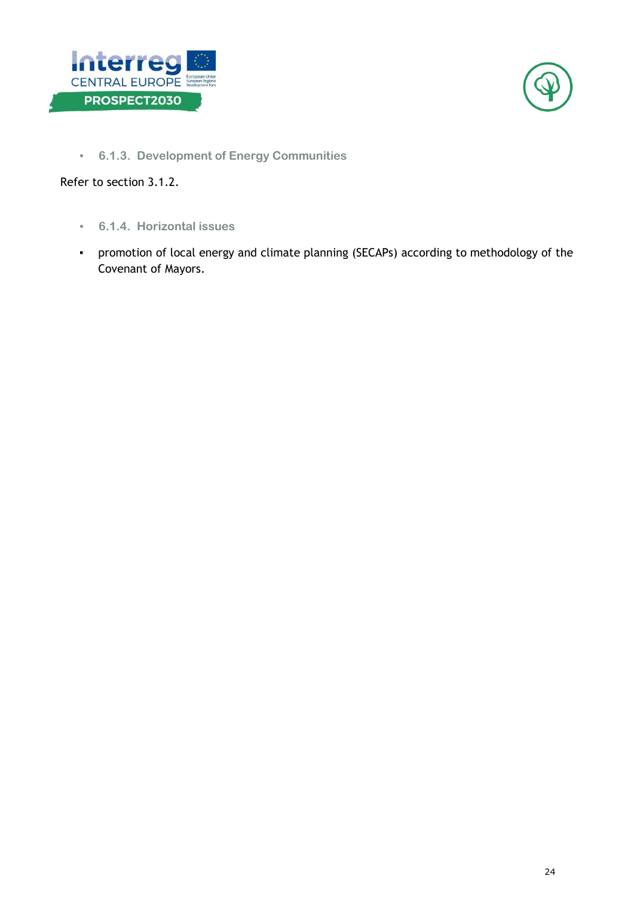#### 6.1.3. Development of Energy Communities

Refer to section 3.1.2.

#### 6.1.4. Horizontal issues

- promotion of local energy and climate planning (SECAPs) according to methodology of the Covenant of Mayors.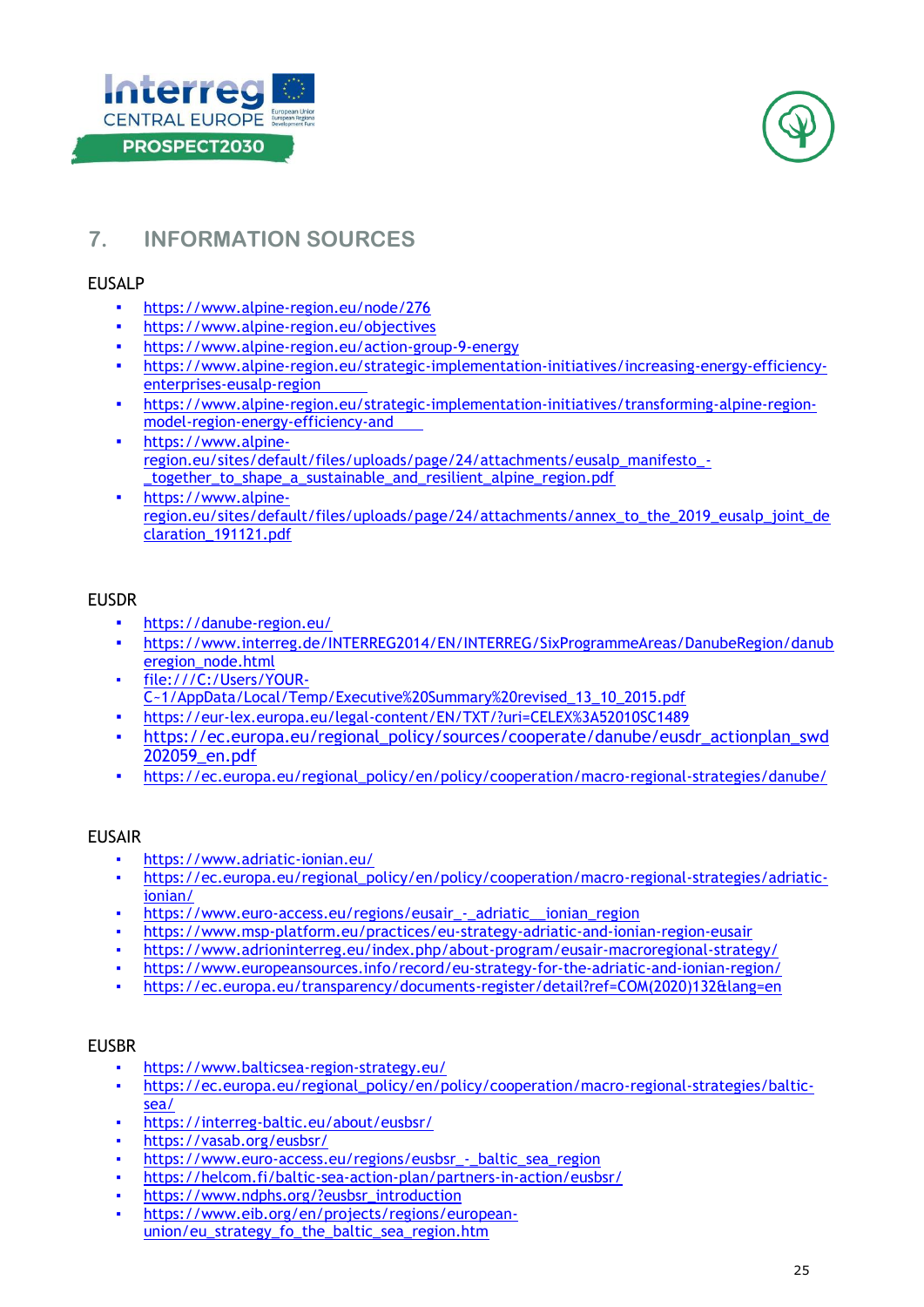## 7. INFORMATION SOURCES

EUSALP

- https://www.alpine-region.eu/node/276
- https://www.alpine-region.eu/objectives
- https://www.alpine-region.eu/action-group-9-energy
- https://www.alpine-region.eu/strategic-implementation-initiatives/increasing-energy-efficiency-enterprises-eusalp-region
- https://www.alpine-region.eu/strategic-implementation-initiatives/transforming-alpine-region-model-region-energy-efficiency-and
- https://www.alpine-region.eu/sites/default/files/uploads/page/24/attachments/eusalp_manifesto_-_together_to_shape_a_sustainable_and_resilient_alpine_region.pdf
- https://www.alpine-region.eu/sites/default/files/uploads/page/24/attachments/annex_to_the_2019_eusalp_joint_declaration_191121.pdf

EUSDR

- https://danube-region.eu/
- https://www.interreg.de/INTERREG2014/EN/INTERREG/SixProgrammeAreas/DanubeRegion/danuberegion_node.html
- file:///C:/Users/YOUR-C~1/AppData/Local/Temp/Executive%20Summary%20revised_13_10_2015.pdf
- https://eur-lex.europa.eu/legal-content/EN/TXT/?uri=CELEX%3A52010SC1489
- https://ec.europa.eu/regional_policy/sources/cooperate/danube/eusdr_actionplan_swd202059_en.pdf
- https://ec.europa.eu/regional_policy/en/policy/cooperation/macro-regional-strategies/danube/

EUSAIR

- https://www.adriatic-ionian.eu/
- https://ec.europa.eu/regional_policy/en/policy/cooperation/macro-regional-strategies/adriatic-ionian/
- https://www.euro-access.eu/regions/eusair_-_adriatic__ionian_region
- https://www.msp-platform.eu/practices/eu-strategy-adriatic-and-ionian-region-eusair
- https://www.adrioninterreg.eu/index.php/about-program/eusair-macroregional-strategy/
- https://www.europeansources.info/record/eu-strategy-for-the-adriatic-and-ionian-region/
- https://ec.europa.eu/transparency/documents-register/detail?ref=COM(2020)132&lang=en

EUSBR

- https://www.balticsea-region-strategy.eu/
- https://ec.europa.eu/regional_policy/en/policy/cooperation/macro-regional-strategies/baltic-sea/
- https://interreg-baltic.eu/about/eusbsr/
- https://vasab.org/eusbsr/
- https://www.euro-access.eu/regions/eusbsr_-_baltic_sea_region
- https://helcom.fi/baltic-sea-action-plan/partners-in-action/eusbsr/
- https://www.ndphs.org/?eusbsr_introduction
- https://www.eib.org/en/projects/regions/european-union/eu_strategy_fo_the_baltic_sea_region.htm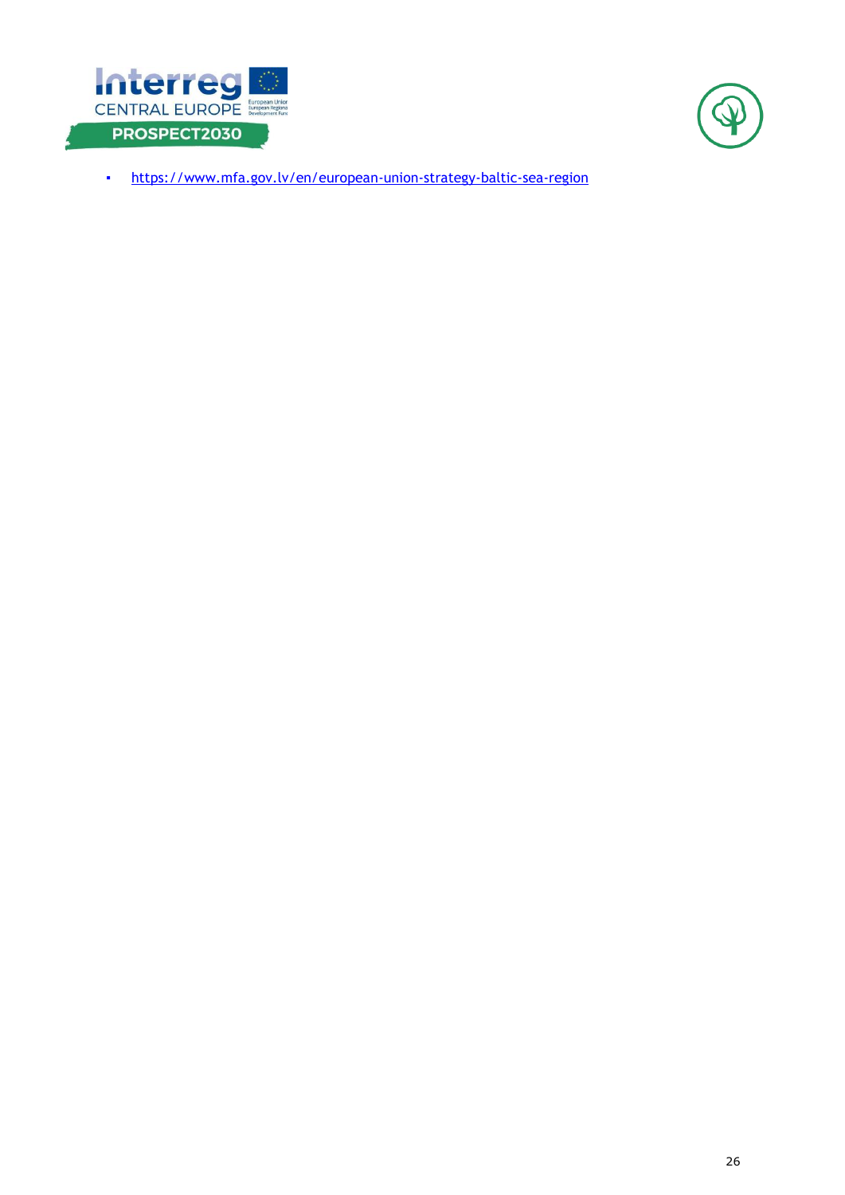- https://www.mfa.gov.lv/en/european-union-strategy-baltic-sea-region